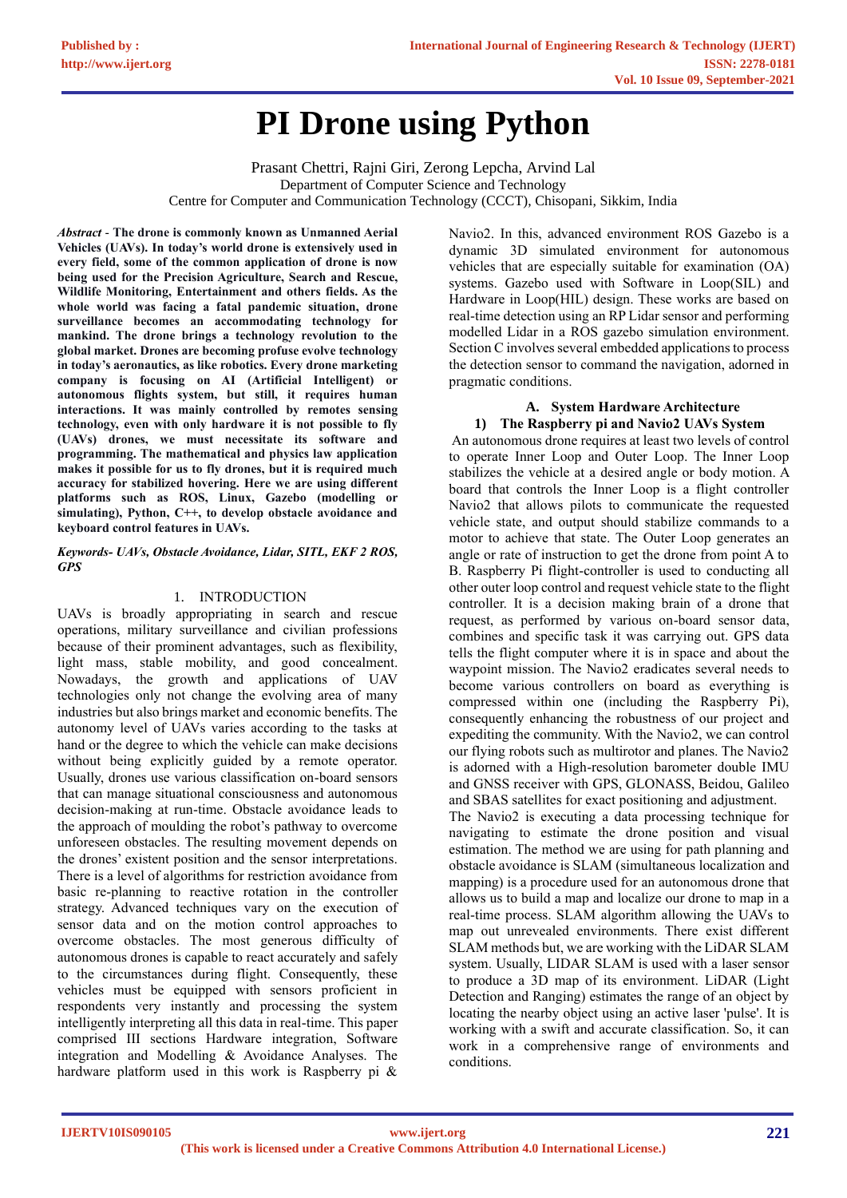# PI Drone using Python

Prasant Chettri, Rajni Giri, Zerong Lepcha, Arvind Lal
Department of Computer Science and Technology
Centre for Computer and Communication Technology (CCCT), Chisopani, Sikkim, India

***Abstract*** - **The drone is commonly known as Unmanned Aerial Vehicles (UAVs). In today's world drone is extensively used in every field, some of the common application of drone is now being used for the Precision Agriculture, Search and Rescue, Wildlife Monitoring, Entertainment and others fields. As the whole world was facing a fatal pandemic situation, drone surveillance becomes an accommodating technology for mankind. The drone brings a technology revolution to the global market. Drones are becoming profuse evolve technology in today's aeronautics, as like robotics. Every drone marketing company is focusing on AI (Artificial Intelligent) or autonomous flights system, but still, it requires human interactions. It was mainly controlled by remotes sensing technology, even with only hardware it is not possible to fly (UAVs) drones, we must necessitate its software and programming. The mathematical and physics law application makes it possible for us to fly drones, but it is required much accuracy for stabilized hovering. Here we are using different platforms such as ROS, Linux, Gazebo (modelling or simulating), Python, C++, to develop obstacle avoidance and keyboard control features in UAVs.**

***Keywords- UAVs, Obstacle Avoidance, Lidar, SITL, EKF 2 ROS, GPS***

## 1. INTRODUCTION

UAVs is broadly appropriating in search and rescue operations, military surveillance and civilian professions because of their prominent advantages, such as flexibility, light mass, stable mobility, and good concealment. Nowadays, the growth and applications of UAV technologies only not change the evolving area of many industries but also brings market and economic benefits. The autonomy level of UAVs varies according to the tasks at hand or the degree to which the vehicle can make decisions without being explicitly guided by a remote operator. Usually, drones use various classification on-board sensors that can manage situational consciousness and autonomous decision-making at run-time. Obstacle avoidance leads to the approach of moulding the robot's pathway to overcome unforeseen obstacles. The resulting movement depends on the drones' existent position and the sensor interpretations. There is a level of algorithms for restriction avoidance from basic re-planning to reactive rotation in the controller strategy. Advanced techniques vary on the execution of sensor data and on the motion control approaches to overcome obstacles. The most generous difficulty of autonomous drones is capable to react accurately and safely to the circumstances during flight. Consequently, these vehicles must be equipped with sensors proficient in respondents very instantly and processing the system intelligently interpreting all this data in real-time. This paper comprised III sections Hardware integration, Software integration and Modelling & Avoidance Analyses. The hardware platform used in this work is Raspberry pi & Navio2. In this, advanced environment ROS Gazebo is a dynamic 3D simulated environment for autonomous vehicles that are especially suitable for examination (OA) systems. Gazebo used with Software in Loop(SIL) and Hardware in Loop(HIL) design. These works are based on real-time detection using an RP Lidar sensor and performing modelled Lidar in a ROS gazebo simulation environment. Section C involves several embedded applications to process the detection sensor to command the navigation, adorned in pragmatic conditions.

### A. System Hardware Architecture

#### 1) The Raspberry pi and Navio2 UAVs System

An autonomous drone requires at least two levels of control to operate Inner Loop and Outer Loop. The Inner Loop stabilizes the vehicle at a desired angle or body motion. A board that controls the Inner Loop is a flight controller Navio2 that allows pilots to communicate the requested vehicle state, and output should stabilize commands to a motor to achieve that state. The Outer Loop generates an angle or rate of instruction to get the drone from point A to B. Raspberry Pi flight-controller is used to conducting all other outer loop control and request vehicle state to the flight controller. It is a decision making brain of a drone that request, as performed by various on-board sensor data, combines and specific task it was carrying out. GPS data tells the flight computer where it is in space and about the waypoint mission. The Navio2 eradicates several needs to become various controllers on board as everything is compressed within one (including the Raspberry Pi), consequently enhancing the robustness of our project and expediting the community. With the Navio2, we can control our flying robots such as multirotor and planes. The Navio2 is adorned with a High-resolution barometer double IMU and GNSS receiver with GPS, GLONASS, Beidou, Galileo and SBAS satellites for exact positioning and adjustment.

The Navio2 is executing a data processing technique for navigating to estimate the drone position and visual estimation. The method we are using for path planning and obstacle avoidance is SLAM (simultaneous localization and mapping) is a procedure used for an autonomous drone that allows us to build a map and localize our drone to map in a real-time process. SLAM algorithm allowing the UAVs to map out unrevealed environments. There exist different SLAM methods but, we are working with the LiDAR SLAM system. Usually, LIDAR SLAM is used with a laser sensor to produce a 3D map of its environment. LiDAR (Light Detection and Ranging) estimates the range of an object by locating the nearby object using an active laser 'pulse'. It is working with a swift and accurate classification. So, it can work in a comprehensive range of environments and conditions.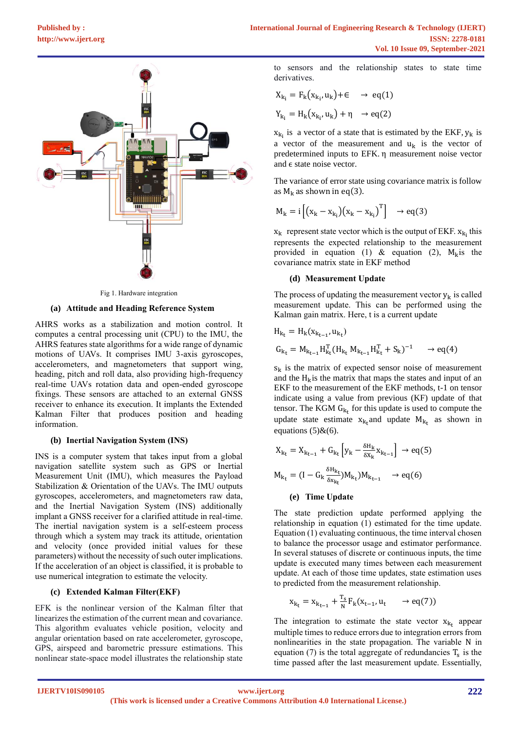Fig 1. Hardware integration

### (a) Attitude and Heading Reference System

AHRS works as a stabilization and motion control. It computes a central processing unit (CPU) to the IMU, the AHRS features state algorithms for a wide range of dynamic motions of UAVs. It comprises IMU 3-axis gyroscopes, accelerometers, and magnetometers that support wing, heading, pitch and roll data, also providing high-frequency real-time UAVs rotation data and open-ended gyroscope fixings. These sensors are attached to an external GNSS receiver to enhance its execution. It implants the Extended Kalman Filter that produces position and heading information.

### (b) Inertial Navigation System (INS)

INS is a computer system that takes input from a global navigation satellite system such as GPS or Inertial Measurement Unit (IMU), which measures the Payload Stabilization & Orientation of the UAVs. The IMU outputs gyroscopes, accelerometers, and magnetometers raw data, and the Inertial Navigation System (INS) additionally implant a GNSS receiver for a clarified attitude in real-time. The inertial navigation system is a self-esteem process through which a system may track its attitude, orientation and velocity (once provided initial values for these parameters) without the necessity of such outer implications. If the acceleration of an object is classified, it is probable to use numerical integration to estimate the velocity.

### (c) Extended Kalman Filter(EKF)

EFK is the nonlinear version of the Kalman filter that linearizes the estimation of the current mean and covariance. This algorithm evaluates vehicle position, velocity and angular orientation based on rate accelerometer, gyroscope, GPS, airspeed and barometric pressure estimations. This nonlinear state-space model illustrates the relationship state to sensors and the relationship states to state time derivatives.

$$X_{k_i} = F_k(x_{k_i}, u_k) + \epsilon \quad \rightarrow \text{eq}(1)$$

$$Y_{k_i} = H_k(x_{k_i}, u_k) + \eta \quad \rightarrow \text{eq}(2)$$

$x_{k_i}$ is a vector of a state that is estimated by the EKF, $y_k$ is a vector of the measurement and $u_k$ is the vector of predetermined inputs to EFK. $\eta$ measurement noise vector and $\epsilon$ state noise vector.

The variance of error state using covariance matrix is follow as $M_k$ as shown in eq(3).

$$M_k = i\left[(x_k - x_{k_i})(x_k - x_{k_i})^T\right] \quad \rightarrow \text{eq}(3)$$

$x_k$ represent state vector which is the output of EKF. $x_{k_i}$ this represents the expected relationship to the measurement provided in equation (1) & equation (2), $M_k$is the covariance matrix state in EKF method

### (d) Measurement Update

The process of updating the measurement vector $y_k$ is called measurement update. This can be performed using the Kalman gain matrix. Here, t is a current update

$$H_{k_t} = H_k(x_{k_{t-1}}, u_{k_t})$$

$$G_{k_t} = M_{k_{t-1}} H_{k_t}^T (H_{k_t} M_{k_{t-1}} H_{k_t}^T + S_k)^{-1} \quad \rightarrow \text{eq}(4)$$

$s_k$ is the matrix of expected sensor noise of measurement and the $H_k$is the matrix that maps the states and input of an EKF to the measurement of the EKF methods, t-1 on tensor indicate using a value from previous (KF) update of that tensor. The KGM $G_{k_t}$ for this update is used to compute the update state estimate $x_{k_t}$and update $M_{k_t}$ as shown in equations (5)&(6).

$$X_{k_t} = X_{k_{t-1}} + G_{k_t}\left[y_k - \frac{\delta H_k}{\delta x_k} x_{k_{t-1}}\right] \rightarrow \text{eq}(5)$$

$$M_{k_t} = (I - G_k \frac{\delta H_{k_t}}{\delta x_{k_t}}) M_{k_t}) M_{k_{t-1}} \quad \rightarrow \text{eq}(6)$$

### (e) Time Update

The state prediction update performed applying the relationship in equation (1) estimated for the time update. Equation (1) evaluating continuous, the time interval chosen to balance the processor usage and estimator performance. In several statuses of discrete or continuous inputs, the time update is executed many times between each measurement update. At each of those time updates, state estimation uses to predicted from the measurement relationship.

$$x_{k_t} = x_{k_{t-1}} + \frac{T_s}{N} F_k(x_{t-1}, u_t \quad \rightarrow \text{eq}(7))$$

The integration to estimate the state vector $x_{k_t}$ appear multiple times to reduce errors due to integration errors from nonlinearities in the state propagation. The variable N in equation (7) is the total aggregate of redundancies $T_s$ is the time passed after the last measurement update. Essentially,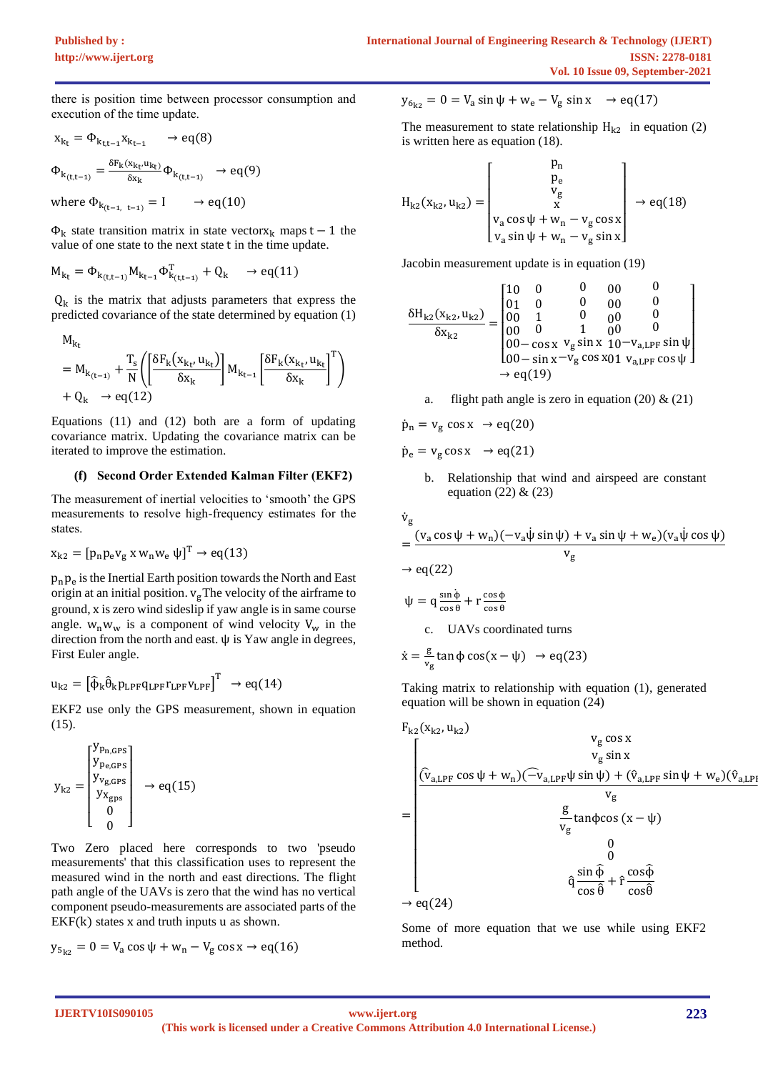there is position time between processor consumption and execution of the time update.

$$x_{k_t} = \Phi_{k_{t,t-1}} x_{k_{t-1}} \quad \rightarrow eq(8)$$

$$\Phi_{k_{(t,t-1)}} = \frac{\delta F_k(x_{k_t}, u_{k_t})}{\delta x_k} \Phi_{k_{(t,t-1)}} \quad \rightarrow eq(9)$$

where $\Phi_{k_{(t-1,\ t-1)}} = I \quad \rightarrow eq(10)$

$\Phi_k$ state transition matrix in state vector$x_k$ maps $t-1$ the value of one state to the next state t in the time update.

$$M_{k_t} = \Phi_{k_{(t,t-1)}} M_{k_{t-1}} \Phi^T_{k_{(t,t-1)}} + Q_k \quad \rightarrow eq(11)$$

$Q_k$ is the matrix that adjusts parameters that express the predicted covariance of the state determined by equation (1)

$$M_{k_t} = M_{k_{(t-1)}} + \frac{T_s}{N}\left(\left[\frac{\delta F_k(x_{k_t}, u_{k_t})}{\delta x_k}\right] M_{k_{t-1}} \left[\frac{\delta F_k(x_{k_t}, u_{k_t})}{\delta x_k}\right]^T\right) + Q_k \quad \rightarrow eq(12)$$

Equations (11) and (12) both are a form of updating covariance matrix. Updating the covariance matrix can be iterated to improve the estimation.

### (f) Second Order Extended Kalman Filter (EKF2)

The measurement of inertial velocities to 'smooth' the GPS measurements to resolve high-frequency estimates for the states.

$$x_{k2} = [p_n p_e v_g\ x\ w_n w_e\ \psi]^T \rightarrow eq(13)$$

$p_n p_e$ is the Inertial Earth position towards the North and East origin at an initial position. $v_g$The velocity of the airframe to ground, x is zero wind sideslip if yaw angle is in same course angle. $w_n w_w$ is a component of wind velocity $V_w$ in the direction from the north and east. $\psi$ is Yaw angle in degrees, First Euler angle.

$$u_{k2} = [\hat{\phi}_k \hat{\theta}_k p_{LPF} q_{LPF} r_{LPF} v_{LPF}]^T \rightarrow eq(14)$$

EKF2 use only the GPS measurement, shown in equation (15).

$$y_{k2} = \begin{bmatrix} y_{p_{n,GPS}} \\ y_{p_{e,GPS}} \\ y_{v_{g,GPS}} \\ y_{x_{gps}} \\ 0 \\ 0 \end{bmatrix} \rightarrow eq(15)$$

Two Zero placed here corresponds to two 'pseudo measurements' that this classification uses to represent the measured wind in the north and east directions. The flight path angle of the UAVs is zero that the wind has no vertical component pseudo-measurements are associated parts of the EKF(k) states x and truth inputs u as shown.

$$y_{5_{k2}} = 0 = V_a \cos\psi + w_n - V_g \cos x \rightarrow eq(16)$$

$$y_{6_{k2}} = 0 = V_a \sin\psi + w_e - V_g \sin x \quad \rightarrow eq(17)$$

The measurement to state relationship $H_{k2}$ in equation (2) is written here as equation (18).

$$H_{k2}(x_{k2}, u_{k2}) = \begin{bmatrix} p_n \\ p_e \\ v_g \\ x \\ v_a \cos\psi + w_n - v_g \cos x \\ v_a \sin\psi + w_n - v_g \sin x \end{bmatrix} \rightarrow eq(18)$$

Jacobin measurement update is in equation (19)

$$\frac{\delta H_{k2}(x_{k2}, u_{k2})}{\delta x_{k2}} = \begin{bmatrix} 10 & 0 & 0 & 00 & 0 \\ 01 & 0 & 0 & 00 & 0 \\ 00 & 1 & 0 & 00 & 0 \\ 00 & 0 & 1 & 00 & 0 \\ 00-\cos x & v_g \sin x & 10 & -v_{a,LPF}\sin\psi \\ 00-\sin x & -v_g \cos x & 01 & v_{a,LPF}\cos\psi \end{bmatrix} \rightarrow eq(19)$$

a. flight path angle is zero in equation (20) & (21)

$$\dot{p}_n = v_g \cos x \quad \rightarrow eq(20)$$

$$\dot{p}_e = v_g \cos x \quad \rightarrow eq(21)$$

b. Relationship that wind and airspeed are constant equation (22) & (23)

$$\dot{v}_g = \frac{(v_a \cos\psi + w_n)(-v_a\dot{\psi}\sin\psi) + v_a \sin\psi + w_e)(v_a\dot{\psi}\cos\psi)}{v_g} \rightarrow eq(22)$$

$$\psi = q\frac{\sin\phi}{\cos\theta} + r\frac{\cos\phi}{\cos\theta}$$

c. UAVs coordinated turns

$$\dot{x} = \frac{g}{v_g}\tan\phi\cos(x-\psi) \quad \rightarrow eq(23)$$

Taking matrix to relationship with equation (1), generated equation will be shown in equation (24)

$$F_{k2}(x_{k2}, u_{k2}) = \begin{bmatrix} v_g \cos x \\ v_g \sin x \\ \frac{(\hat{v}_{a,LPF}\cos\psi + w_n)(-\hat{v}_{a,LPF}\psi\sin\psi) + (\hat{v}_{a,LPF}\sin\psi + w_e)(\hat{v}_{a,LPF}}{v_g} \\ \frac{g}{v_g}\tan\phi\cos(x-\psi) \\ 0 \\ 0 \\ \hat{q}\frac{\sin\hat{\phi}}{\cos\hat{\theta}} + \hat{r}\frac{\cos\hat{\phi}}{\cos\hat{\theta}} \end{bmatrix} \rightarrow eq(24)$$

Some of more equation that we use while using EKF2 method.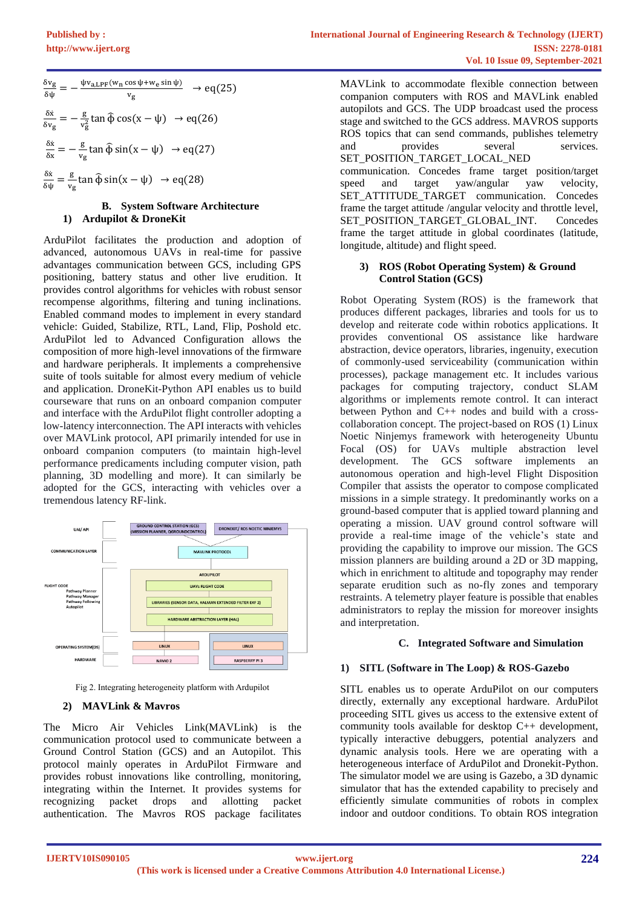$$\frac{\delta v_g}{\delta \psi} = -\frac{\dot{\psi} v_{a,LPF}(w_n \cos\psi + w_e \sin\psi)}{v_g} \rightarrow \text{eq}(25)$$

$$\frac{\delta \dot{x}}{\delta v_g} = -\frac{g}{v_g^2}\tan\hat{\phi}\cos(x-\psi) \rightarrow \text{eq}(26)$$

$$\frac{\delta \dot{x}}{\delta x} = -\frac{g}{v_g}\tan\hat{\phi}\sin(x-\psi) \rightarrow \text{eq}(27)$$

$$\frac{\delta \dot{x}}{\delta \psi} = \frac{g}{v_g}\tan\hat{\phi}\sin(x-\psi) \rightarrow \text{eq}(28)$$

### B. System Software Architecture

#### 1) Ardupilot & DroneKit

ArduPilot facilitates the production and adoption of advanced, autonomous UAVs in real-time for passive advantages communication between GCS, including GPS positioning, battery status and other live erudition. It provides control algorithms for vehicles with robust sensor recompense algorithms, filtering and tuning inclinations. Enabled command modes to implement in every standard vehicle: Guided, Stabilize, RTL, Land, Flip, Poshold etc. ArduPilot led to Advanced Configuration allows the composition of more high-level innovations of the firmware and hardware peripherals. It implements a comprehensive suite of tools suitable for almost every medium of vehicle and application. DroneKit-Python API enables us to build courseware that runs on an onboard companion computer and interface with the ArduPilot flight controller adopting a low-latency interconnection. The API interacts with vehicles over MAVLink protocol, API primarily intended for use in onboard companion computers (to maintain high-level performance predicaments including computer vision, path planning, 3D modelling and more). It can similarly be adopted for the GCS, interacting with vehicles over a tremendous latency RF-link.

Fig 2. Integrating heterogeneity platform with Ardupilot

#### 2) MAVLink & Mavros

The Micro Air Vehicles Link(MAVLink) is the communication protocol used to communicate between a Ground Control Station (GCS) and an Autopilot. This protocol mainly operates in ArduPilot Firmware and provides robust innovations like controlling, monitoring, integrating within the Internet. It provides systems for recognizing packet drops and allotting packet authentication. The Mavros ROS package facilitates MAVLink to accommodate flexible connection between companion computers with ROS and MAVLink enabled autopilots and GCS. The UDP broadcast used the process stage and switched to the GCS address. MAVROS supports ROS topics that can send commands, publishes telemetry and provides several services. SET_POSITION_TARGET_LOCAL_NED communication. Concedes frame target position/target speed and target yaw/angular yaw velocity, SET_ATTITUDE_TARGET communication. Concedes frame the target attitude /angular velocity and throttle level, SET_POSITION_TARGET_GLOBAL_INT. Concedes frame the target attitude in global coordinates (latitude, longitude, altitude) and flight speed.

#### 3) ROS (Robot Operating System) & Ground Control Station (GCS)

Robot Operating System (ROS) is the framework that produces different packages, libraries and tools for us to develop and reiterate code within robotics applications. It provides conventional OS assistance like hardware abstraction, device operators, libraries, ingenuity, execution of commonly-used serviceability (communication within processes), package management etc. It includes various packages for computing trajectory, conduct SLAM algorithms or implements remote control. It can interact between Python and C++ nodes and build with a cross-collaboration concept. The project-based on ROS (1) Linux Noetic Ninjemys framework with heterogeneity Ubuntu Focal (OS) for UAVs multiple abstraction level development. The GCS software implements an autonomous operation and high-level Flight Disposition Compiler that assists the operator to compose complicated missions in a simple strategy. It predominantly works on a ground-based computer that is applied toward planning and operating a mission. UAV ground control software will provide a real-time image of the vehicle's state and providing the capability to improve our mission. The GCS mission planners are building around a 2D or 3D mapping, which in enrichment to altitude and topography may render separate erudition such as no-fly zones and temporary restraints. A telemetry player feature is possible that enables administrators to replay the mission for moreover insights and interpretation.

### C. Integrated Software and Simulation

#### 1) SITL (Software in The Loop) & ROS-Gazebo

SITL enables us to operate ArduPilot on our computers directly, externally any exceptional hardware. ArduPilot proceeding SITL gives us access to the extensive extent of community tools available for desktop C++ development, typically interactive debuggers, potential analyzers and dynamic analysis tools. Here we are operating with a heterogeneous interface of ArduPilot and Dronekit-Python. The simulator model we are using is Gazebo, a 3D dynamic simulator that has the extended capability to precisely and efficiently simulate communities of robots in complex indoor and outdoor conditions. To obtain ROS integration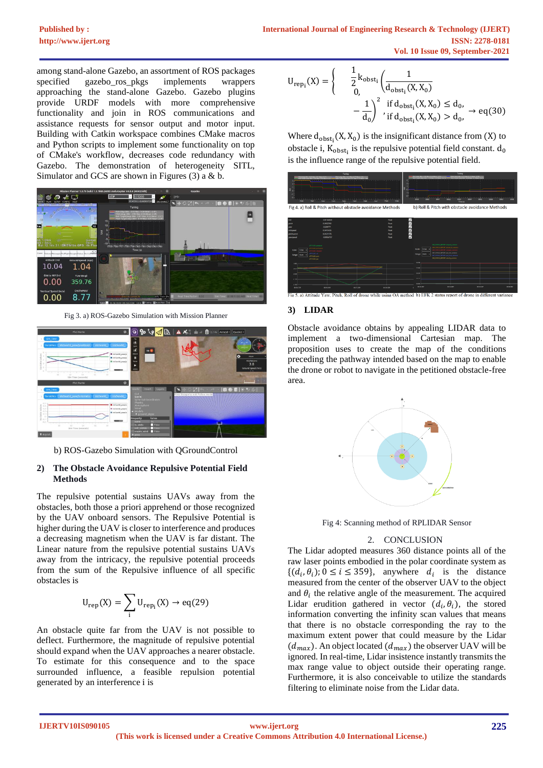among stand-alone Gazebo, an assortment of ROS packages specified gazebo_ros_pkgs implements wrappers approaching the stand-alone Gazebo. Gazebo plugins provide URDF models with more comprehensive functionality and join in ROS communications and assistance requests for sensor output and motor input. Building with Catkin workspace combines CMake macros and Python scripts to implement some functionality on top of CMake's workflow, decreases code redundancy with Gazebo. The demonstration of heterogeneity SITL, Simulator and GCS are shown in Figures (3) a & b.

Fig 3. a) ROS-Gazebo Simulation with Mission Planner

b) ROS-Gazebo Simulation with QGroundControl

## 2) The Obstacle Avoidance Repulsive Potential Field Methods

The repulsive potential sustains UAVs away from the obstacles, both those a priori apprehend or those recognized by the UAV onboard sensors. The Repulsive Potential is higher during the UAV is closer to interference and produces a decreasing magnetism when the UAV is far distant. The Linear nature from the repulsive potential sustains UAVs away from the intricacy, the repulsive potential proceeds from the sum of the Repulsive influence of all specific obstacles is

$$U_{rep}(X) = \sum_{i} U_{rep_i}(X) \rightarrow eq(29)$$

An obstacle quite far from the UAV is not possible to deflect. Furthermore, the magnitude of repulsive potential should expand when the UAV approaches a nearer obstacle. To estimate for this consequence and to the space surrounded influence, a feasible repulsion potential generated by an interference i is

$$U_{rep_i}(X) = \begin{cases} \frac{1}{2} k_{obst_i} \left( \frac{1}{d_{obst_i}(X, X_0)} - \frac{1}{d_0} \right)^2 & \text{if } d_{obst_i}(X, X_0) \leq d_0, \\ 0, & \text{if } d_{obst_i}(X, X_0) > d_0, \end{cases} \rightarrow eq(30)$$

Where $d_{obst_i}(X, X_0)$ is the insignificant distance from (X) to obstacle i, $K_{obst_i}$ is the repulsive potential field constant. $d_0$ is the influence range of the repulsive potential field.

Fig 4. a) Roll & Pitch without obstacle avoidance Methods b) Roll & Pitch with obstacle avoidance Methods

Fig 5. a) Attitude Yaw, Pitch, Roll of drone while using OA method b) EFK 2 status report of drone in different variance

## 3) LIDAR

Obstacle avoidance obtains by appealing LIDAR data to implement a two-dimensional Cartesian map. The proposition uses to create the map of the conditions preceding the pathway intended based on the map to enable the drone or robot to navigate in the petitioned obstacle-free area.

Fig 4: Scanning method of RPLIDAR Sensor

## 2. CONCLUSION

The Lidar adopted measures 360 distance points all of the raw laser points embodied in the polar coordinate system as $\{(d_i, \theta_i); 0 \leq i \leq 359\}$, anywhere $d_i$ is the distance measured from the center of the observer UAV to the object and $\theta_i$ the relative angle of the measurement. The acquired Lidar erudition gathered in vector $(d_i, \theta_i)$, the stored information converting the infinity scan values that means that there is no obstacle corresponding the ray to the maximum extent power that could measure by the Lidar $(d_{max})$. An object located $(d_{max})$ the observer UAV will be ignored. In real-time, Lidar insistence instantly transmits the max range value to object outside their operating range. Furthermore, it is also conceivable to utilize the standards filtering to eliminate noise from the Lidar data.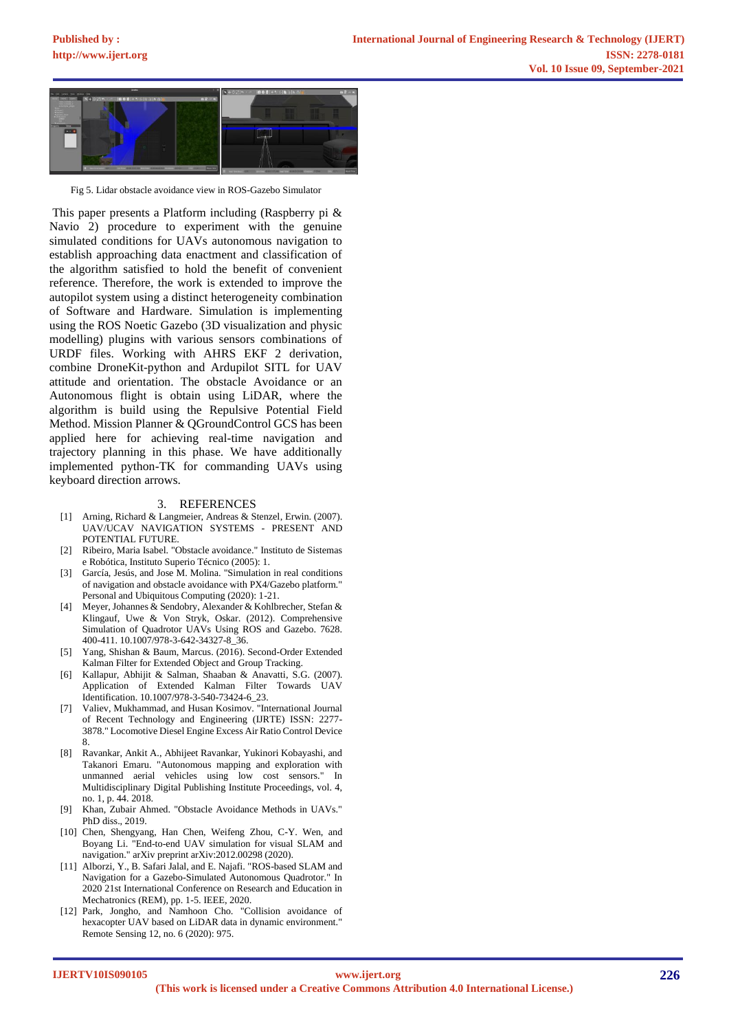Fig 5. Lidar obstacle avoidance view in ROS-Gazebo Simulator

This paper presents a Platform including (Raspberry pi & Navio 2) procedure to experiment with the genuine simulated conditions for UAVs autonomous navigation to establish approaching data enactment and classification of the algorithm satisfied to hold the benefit of convenient reference. Therefore, the work is extended to improve the autopilot system using a distinct heterogeneity combination of Software and Hardware. Simulation is implementing using the ROS Noetic Gazebo (3D visualization and physic modelling) plugins with various sensors combinations of URDF files. Working with AHRS EKF 2 derivation, combine DroneKit-python and Ardupilot SITL for UAV attitude and orientation. The obstacle Avoidance or an Autonomous flight is obtain using LiDAR, where the algorithm is build using the Repulsive Potential Field Method. Mission Planner & QGroundControl GCS has been applied here for achieving real-time navigation and trajectory planning in this phase. We have additionally implemented python-TK for commanding UAVs using keyboard direction arrows.

## 3. REFERENCES

[1] Arning, Richard & Langmeier, Andreas & Stenzel, Erwin. (2007). UAV/UCAV NAVIGATION SYSTEMS - PRESENT AND POTENTIAL FUTURE.

[2] Ribeiro, Maria Isabel. "Obstacle avoidance." Instituto de Sistemas e Robótica, Instituto Superio Técnico (2005): 1.

[3] García, Jesús, and Jose M. Molina. "Simulation in real conditions of navigation and obstacle avoidance with PX4/Gazebo platform." Personal and Ubiquitous Computing (2020): 1-21.

[4] Meyer, Johannes & Sendobry, Alexander & Kohlbrecher, Stefan & Klingauf, Uwe & Von Stryk, Oskar. (2012). Comprehensive Simulation of Quadrotor UAVs Using ROS and Gazebo. 7628. 400-411. 10.1007/978-3-642-34327-8_36.

[5] Yang, Shishan & Baum, Marcus. (2016). Second-Order Extended Kalman Filter for Extended Object and Group Tracking.

[6] Kallapur, Abhijit & Salman, Shaaban & Anavatti, S.G. (2007). Application of Extended Kalman Filter Towards UAV Identification. 10.1007/978-3-540-73424-6_23.

[7] Valiev, Mukhammad, and Husan Kosimov. "International Journal of Recent Technology and Engineering (IJRTE) ISSN: 2277-3878." Locomotive Diesel Engine Excess Air Ratio Control Device 8.

[8] Ravankar, Ankit A., Abhijeet Ravankar, Yukinori Kobayashi, and Takanori Emaru. "Autonomous mapping and exploration with unmanned aerial vehicles using low cost sensors." In Multidisciplinary Digital Publishing Institute Proceedings, vol. 4, no. 1, p. 44. 2018.

[9] Khan, Zubair Ahmed. "Obstacle Avoidance Methods in UAVs." PhD diss., 2019.

[10] Chen, Shengyang, Han Chen, Weifeng Zhou, C-Y. Wen, and Boyang Li. "End-to-end UAV simulation for visual SLAM and navigation." arXiv preprint arXiv:2012.00298 (2020).

[11] Alborzi, Y., B. Safari Jalal, and E. Najafi. "ROS-based SLAM and Navigation for a Gazebo-Simulated Autonomous Quadrotor." In 2020 21st International Conference on Research and Education in Mechatronics (REM), pp. 1-5. IEEE, 2020.

[12] Park, Jongho, and Namhoon Cho. "Collision avoidance of hexacopter UAV based on LiDAR data in dynamic environment." Remote Sensing 12, no. 6 (2020): 975.